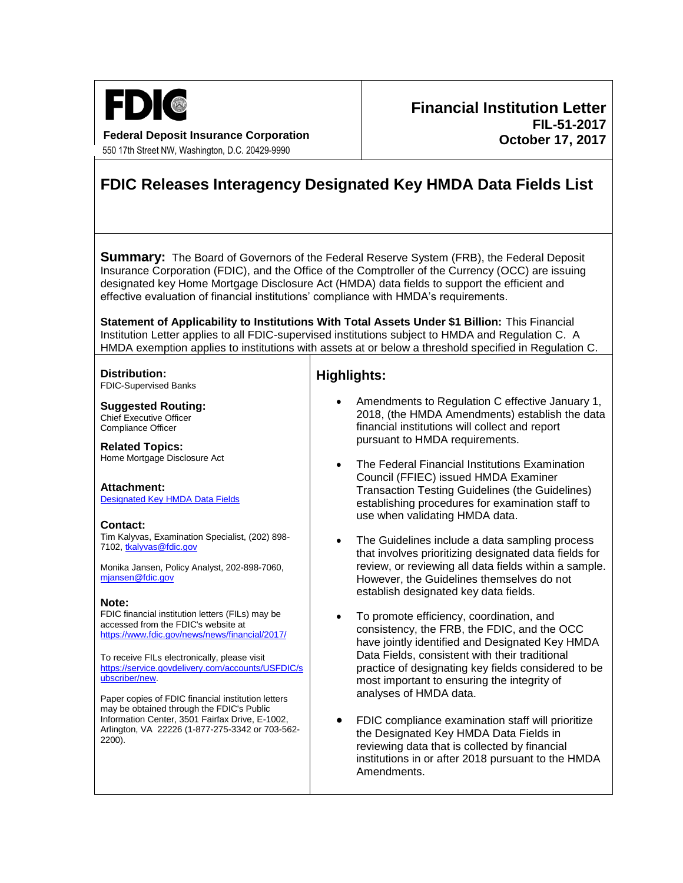**FDIC**

**Federal Deposit Insurance Corporation**
550 17th Street NW, Washington, D.C. 20429-9990

**Financial Institution Letter**
**FIL-51-2017**
**October 17, 2017**

# FDIC Releases Interagency Designated Key HMDA Data Fields List

**Summary:** The Board of Governors of the Federal Reserve System (FRB), the Federal Deposit Insurance Corporation (FDIC), and the Office of the Comptroller of the Currency (OCC) are issuing designated key Home Mortgage Disclosure Act (HMDA) data fields to support the efficient and effective evaluation of financial institutions' compliance with HMDA's requirements.

**Statement of Applicability to Institutions With Total Assets Under $1 Billion:** This Financial Institution Letter applies to all FDIC-supervised institutions subject to HMDA and Regulation C. A HMDA exemption applies to institutions with assets at or below a threshold specified in Regulation C.

**Distribution:**
FDIC-Supervised Banks

**Suggested Routing:**
Chief Executive Officer
Compliance Officer

**Related Topics:**
Home Mortgage Disclosure Act

**Attachment:**
[Designated Key HMDA Data Fields](#)

**Contact:**
Tim Kalyvas, Examination Specialist, (202) 898-7102, tkalyvas@fdic.gov

Monika Jansen, Policy Analyst, 202-898-7060, mjansen@fdic.gov

**Note:**
FDIC financial institution letters (FILs) may be accessed from the FDIC's website at https://www.fdic.gov/news/news/financial/2017/

To receive FILs electronically, please visit https://service.govdelivery.com/accounts/USFDIC/subscriber/new.

Paper copies of FDIC financial institution letters may be obtained through the FDIC's Public Information Center, 3501 Fairfax Drive, E-1002, Arlington, VA 22226 (1-877-275-3342 or 703-562-2200).

## Highlights:

- Amendments to Regulation C effective January 1, 2018, (the HMDA Amendments) establish the data financial institutions will collect and report pursuant to HMDA requirements.
- The Federal Financial Institutions Examination Council (FFIEC) issued HMDA Examiner Transaction Testing Guidelines (the Guidelines) establishing procedures for examination staff to use when validating HMDA data.
- The Guidelines include a data sampling process that involves prioritizing designated data fields for review, or reviewing all data fields within a sample. However, the Guidelines themselves do not establish designated key data fields.
- To promote efficiency, coordination, and consistency, the FRB, the FDIC, and the OCC have jointly identified and Designated Key HMDA Data Fields, consistent with their traditional practice of designating key fields considered to be most important to ensuring the integrity of analyses of HMDA data.
- FDIC compliance examination staff will prioritize the Designated Key HMDA Data Fields in reviewing data that is collected by financial institutions in or after 2018 pursuant to the HMDA Amendments.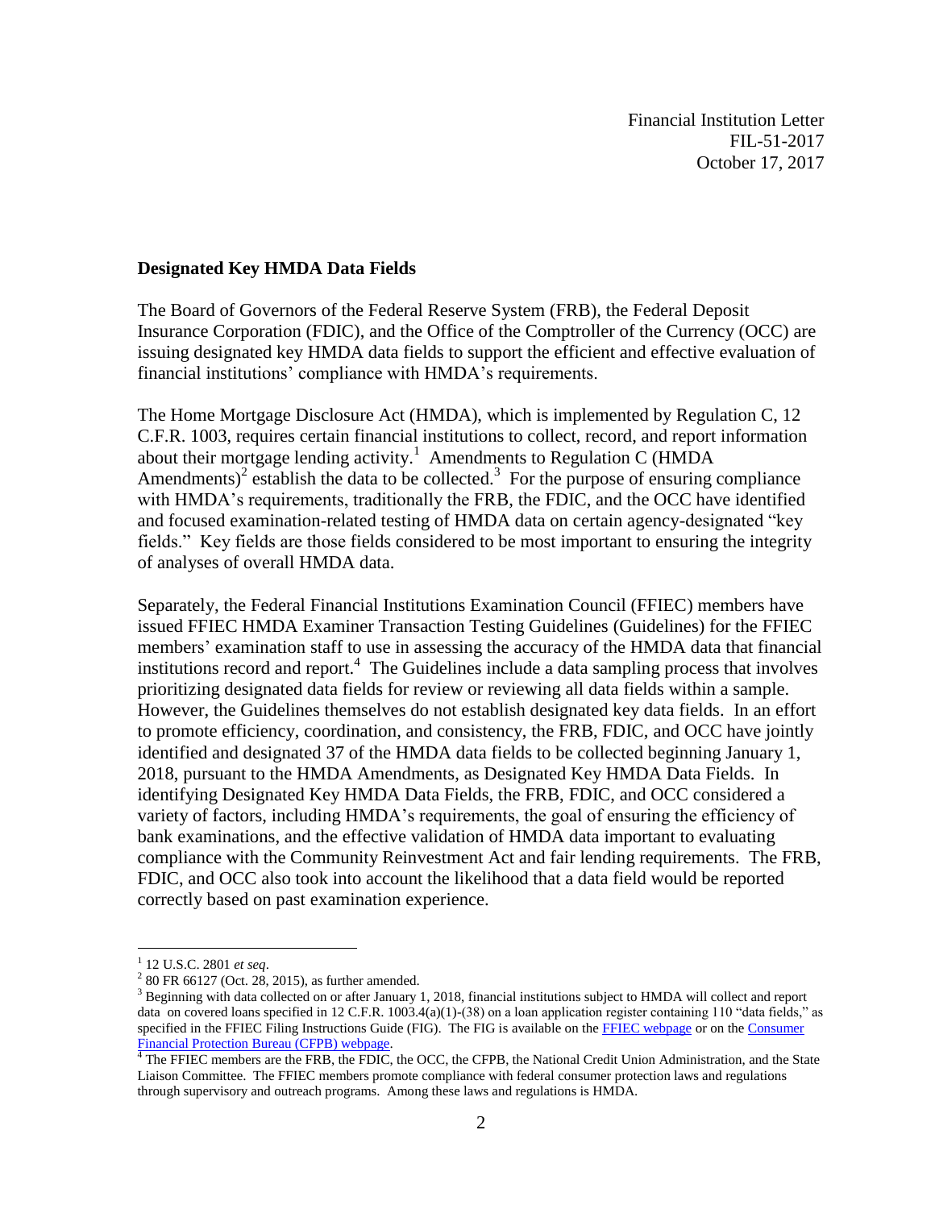Financial Institution Letter
FIL-51-2017
October 17, 2017

**Designated Key HMDA Data Fields**

The Board of Governors of the Federal Reserve System (FRB), the Federal Deposit Insurance Corporation (FDIC), and the Office of the Comptroller of the Currency (OCC) are issuing designated key HMDA data fields to support the efficient and effective evaluation of financial institutions' compliance with HMDA's requirements.

The Home Mortgage Disclosure Act (HMDA), which is implemented by Regulation C, 12 C.F.R. 1003, requires certain financial institutions to collect, record, and report information about their mortgage lending activity.[1] Amendments to Regulation C (HMDA Amendments)[2] establish the data to be collected.[3] For the purpose of ensuring compliance with HMDA's requirements, traditionally the FRB, the FDIC, and the OCC have identified and focused examination-related testing of HMDA data on certain agency-designated "key fields." Key fields are those fields considered to be most important to ensuring the integrity of analyses of overall HMDA data.

Separately, the Federal Financial Institutions Examination Council (FFIEC) members have issued FFIEC HMDA Examiner Transaction Testing Guidelines (Guidelines) for the FFIEC members' examination staff to use in assessing the accuracy of the HMDA data that financial institutions record and report.[4] The Guidelines include a data sampling process that involves prioritizing designated data fields for review or reviewing all data fields within a sample. However, the Guidelines themselves do not establish designated key data fields. In an effort to promote efficiency, coordination, and consistency, the FRB, FDIC, and OCC have jointly identified and designated 37 of the HMDA data fields to be collected beginning January 1, 2018, pursuant to the HMDA Amendments, as Designated Key HMDA Data Fields. In identifying Designated Key HMDA Data Fields, the FRB, FDIC, and OCC considered a variety of factors, including HMDA's requirements, the goal of ensuring the efficiency of bank examinations, and the effective validation of HMDA data important to evaluating compliance with the Community Reinvestment Act and fair lending requirements. The FRB, FDIC, and OCC also took into account the likelihood that a data field would be reported correctly based on past examination experience.

---

[1] 12 U.S.C. 2801 *et seq*.

[2] 80 FR 66127 (Oct. 28, 2015), as further amended.

[3] Beginning with data collected on or after January 1, 2018, financial institutions subject to HMDA will collect and report data on covered loans specified in 12 C.F.R. 1003.4(a)(1)-(38) on a loan application register containing 110 "data fields," as specified in the FFIEC Filing Instructions Guide (FIG). The FIG is available on the FFIEC webpage or on the Consumer Financial Protection Bureau (CFPB) webpage.

[4] The FFIEC members are the FRB, the FDIC, the OCC, the CFPB, the National Credit Union Administration, and the State Liaison Committee. The FFIEC members promote compliance with federal consumer protection laws and regulations through supervisory and outreach programs. Among these laws and regulations is HMDA.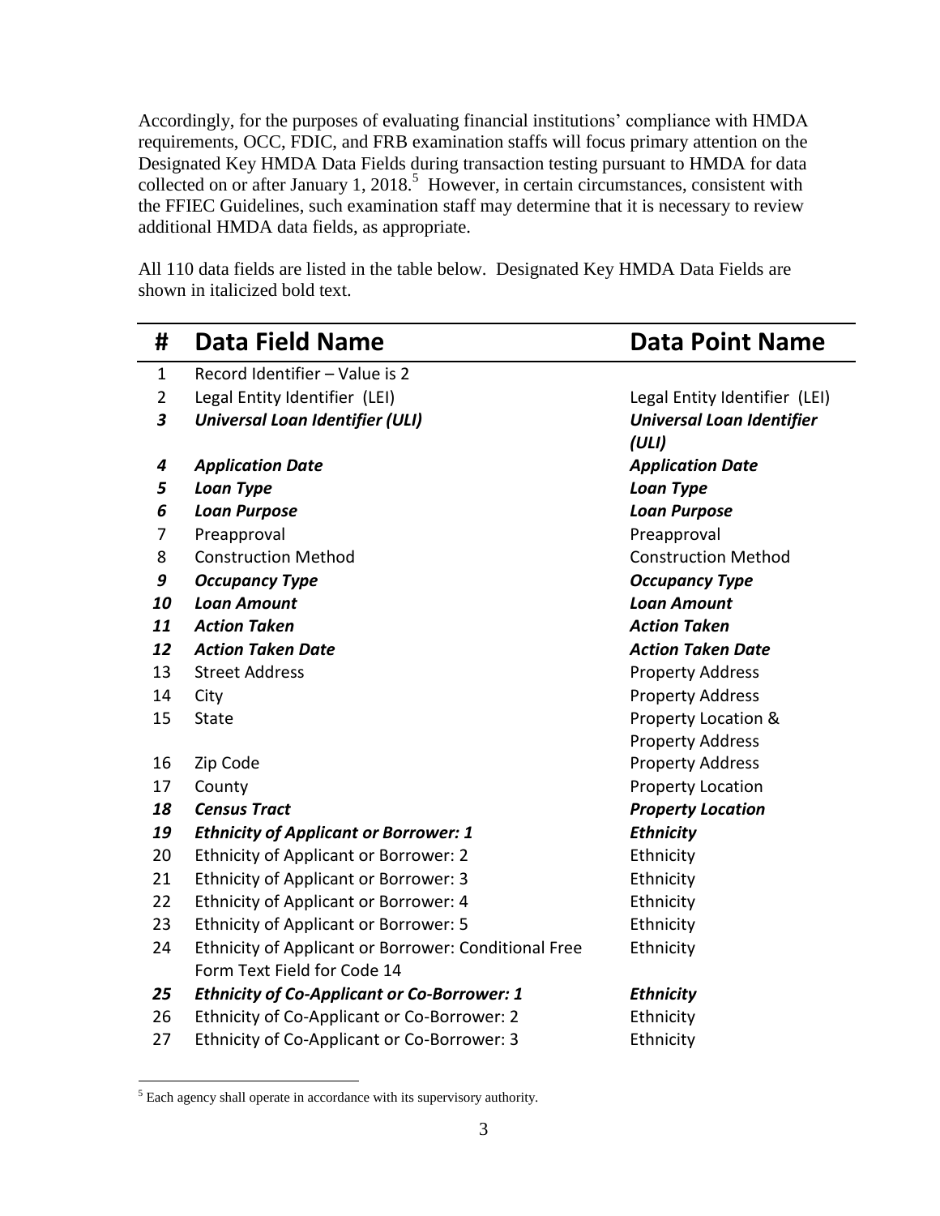Accordingly, for the purposes of evaluating financial institutions' compliance with HMDA requirements, OCC, FDIC, and FRB examination staffs will focus primary attention on the Designated Key HMDA Data Fields during transaction testing pursuant to HMDA for data collected on or after January 1, 2018.[5] However, in certain circumstances, consistent with the FFIEC Guidelines, such examination staff may determine that it is necessary to review additional HMDA data fields, as appropriate.

All 110 data fields are listed in the table below. Designated Key HMDA Data Fields are shown in italicized bold text.

| # | Data Field Name | Data Point Name |
|---|---|---|
| 1 | Record Identifier – Value is 2 | |
| 2 | Legal Entity Identifier (LEI) | Legal Entity Identifier (LEI) |
| ***3*** | ***Universal Loan Identifier (ULI)*** | ***Universal Loan Identifier (ULI)*** |
| ***4*** | ***Application Date*** | ***Application Date*** |
| ***5*** | ***Loan Type*** | ***Loan Type*** |
| ***6*** | ***Loan Purpose*** | ***Loan Purpose*** |
| 7 | Preapproval | Preapproval |
| 8 | Construction Method | Construction Method |
| ***9*** | ***Occupancy Type*** | ***Occupancy Type*** |
| ***10*** | ***Loan Amount*** | ***Loan Amount*** |
| ***11*** | ***Action Taken*** | ***Action Taken*** |
| ***12*** | ***Action Taken Date*** | ***Action Taken Date*** |
| 13 | Street Address | Property Address |
| 14 | City | Property Address |
| 15 | State | Property Location & Property Address |
| 16 | Zip Code | Property Address |
| 17 | County | Property Location |
| ***18*** | ***Census Tract*** | ***Property Location*** |
| ***19*** | ***Ethnicity of Applicant or Borrower: 1*** | ***Ethnicity*** |
| 20 | Ethnicity of Applicant or Borrower: 2 | Ethnicity |
| 21 | Ethnicity of Applicant or Borrower: 3 | Ethnicity |
| 22 | Ethnicity of Applicant or Borrower: 4 | Ethnicity |
| 23 | Ethnicity of Applicant or Borrower: 5 | Ethnicity |
| 24 | Ethnicity of Applicant or Borrower: Conditional Free Form Text Field for Code 14 | Ethnicity |
| ***25*** | ***Ethnicity of Co-Applicant or Co-Borrower: 1*** | ***Ethnicity*** |
| 26 | Ethnicity of Co-Applicant or Co-Borrower: 2 | Ethnicity |
| 27 | Ethnicity of Co-Applicant or Co-Borrower: 3 | Ethnicity |

[5] Each agency shall operate in accordance with its supervisory authority.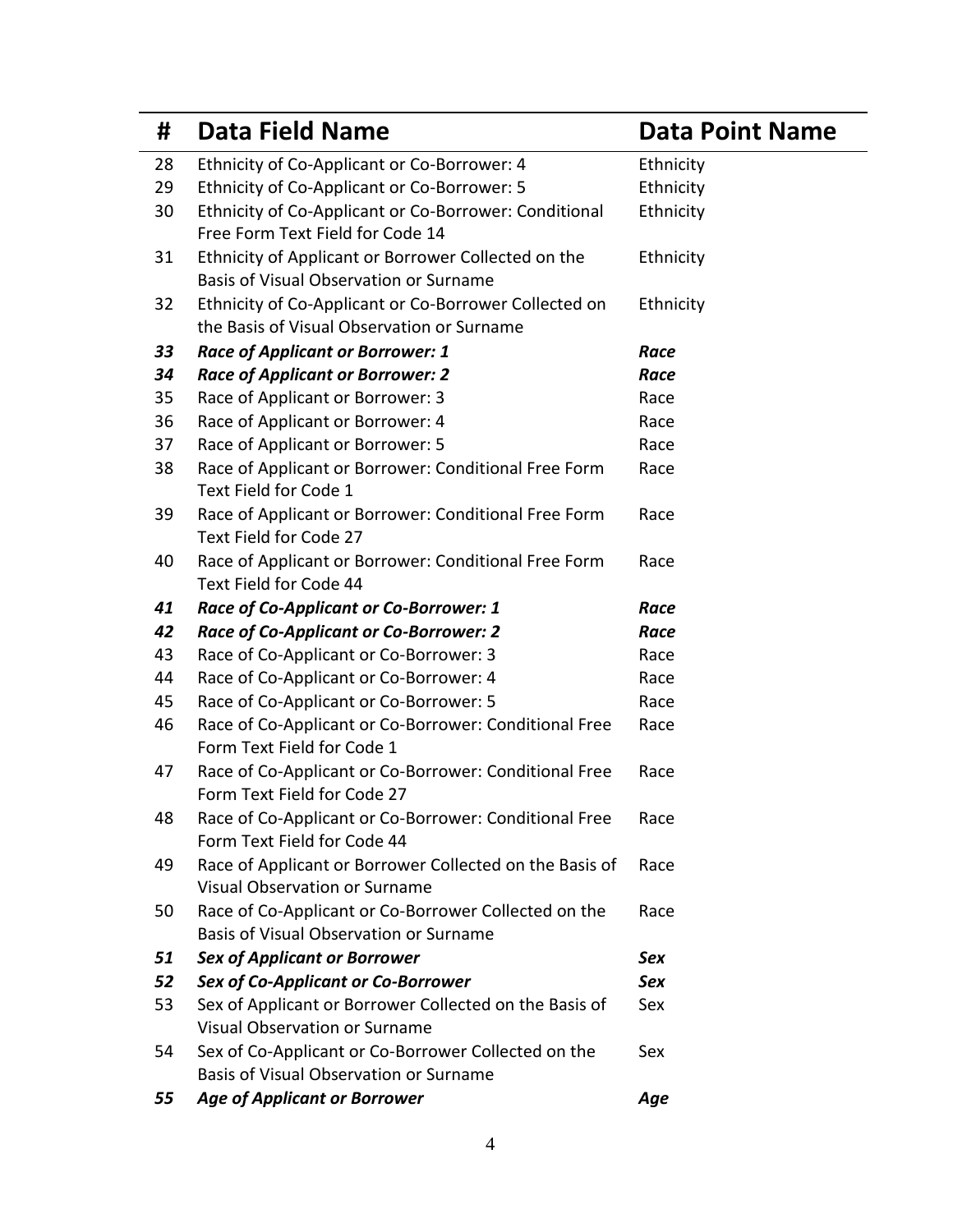| # | Data Field Name | Data Point Name |
|---|---|---|
| 28 | Ethnicity of Co-Applicant or Co-Borrower: 4 | Ethnicity |
| 29 | Ethnicity of Co-Applicant or Co-Borrower: 5 | Ethnicity |
| 30 | Ethnicity of Co-Applicant or Co-Borrower: Conditional Free Form Text Field for Code 14 | Ethnicity |
| 31 | Ethnicity of Applicant or Borrower Collected on the Basis of Visual Observation or Surname | Ethnicity |
| 32 | Ethnicity of Co-Applicant or Co-Borrower Collected on the Basis of Visual Observation or Surname | Ethnicity |
| ***33*** | ***Race of Applicant or Borrower: 1*** | ***Race*** |
| ***34*** | ***Race of Applicant or Borrower: 2*** | ***Race*** |
| 35 | Race of Applicant or Borrower: 3 | Race |
| 36 | Race of Applicant or Borrower: 4 | Race |
| 37 | Race of Applicant or Borrower: 5 | Race |
| 38 | Race of Applicant or Borrower: Conditional Free Form Text Field for Code 1 | Race |
| 39 | Race of Applicant or Borrower: Conditional Free Form Text Field for Code 27 | Race |
| 40 | Race of Applicant or Borrower: Conditional Free Form Text Field for Code 44 | Race |
| ***41*** | ***Race of Co-Applicant or Co-Borrower: 1*** | ***Race*** |
| ***42*** | ***Race of Co-Applicant or Co-Borrower: 2*** | ***Race*** |
| 43 | Race of Co-Applicant or Co-Borrower: 3 | Race |
| 44 | Race of Co-Applicant or Co-Borrower: 4 | Race |
| 45 | Race of Co-Applicant or Co-Borrower: 5 | Race |
| 46 | Race of Co-Applicant or Co-Borrower: Conditional Free Form Text Field for Code 1 | Race |
| 47 | Race of Co-Applicant or Co-Borrower: Conditional Free Form Text Field for Code 27 | Race |
| 48 | Race of Co-Applicant or Co-Borrower: Conditional Free Form Text Field for Code 44 | Race |
| 49 | Race of Applicant or Borrower Collected on the Basis of Visual Observation or Surname | Race |
| 50 | Race of Co-Applicant or Co-Borrower Collected on the Basis of Visual Observation or Surname | Race |
| ***51*** | ***Sex of Applicant or Borrower*** | ***Sex*** |
| ***52*** | ***Sex of Co-Applicant or Co-Borrower*** | ***Sex*** |
| 53 | Sex of Applicant or Borrower Collected on the Basis of Visual Observation or Surname | Sex |
| 54 | Sex of Co-Applicant or Co-Borrower Collected on the Basis of Visual Observation or Surname | Sex |
| ***55*** | ***Age of Applicant or Borrower*** | ***Age*** |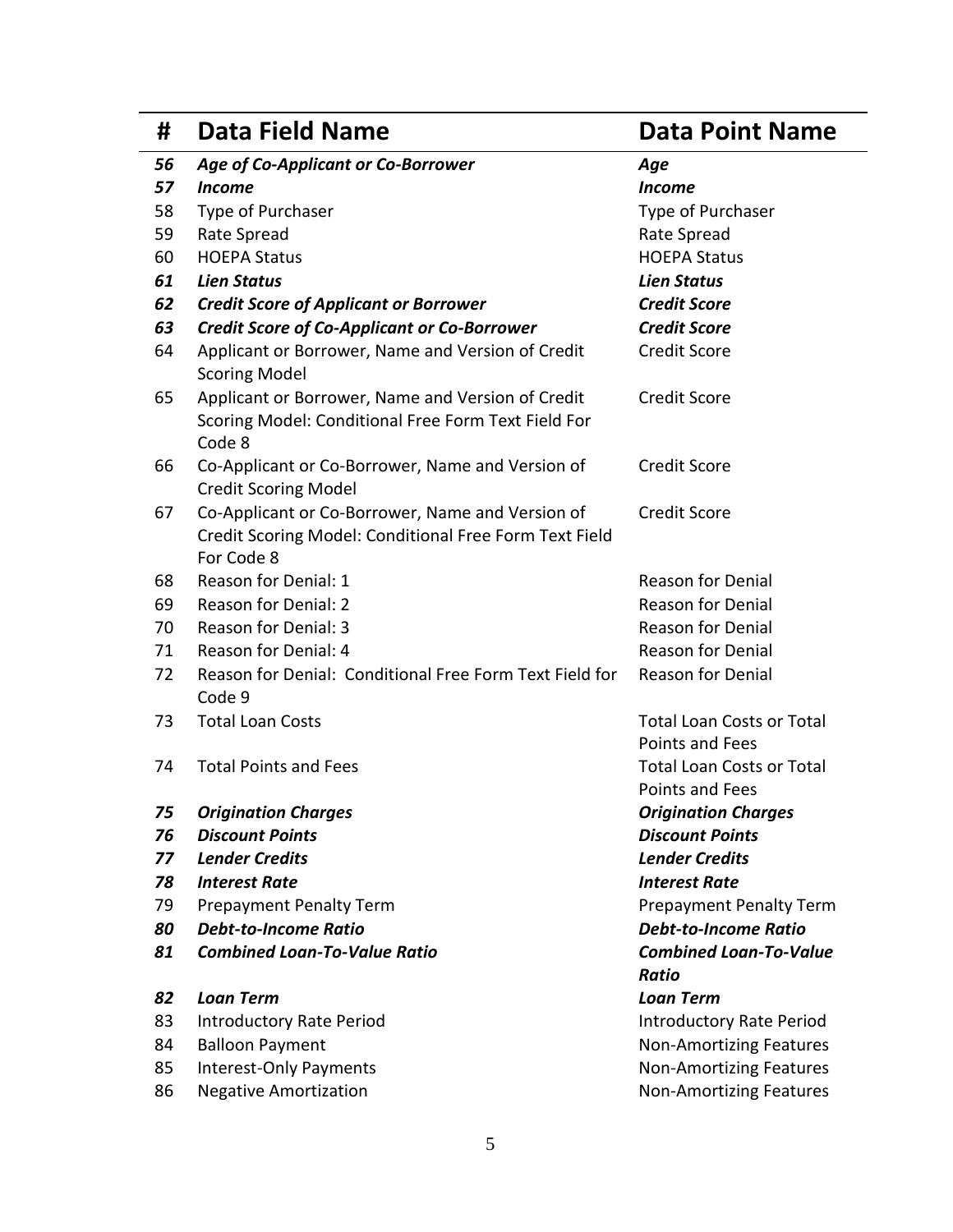| # | Data Field Name | Data Point Name |
|---|---|---|
| ***56*** | ***Age of Co-Applicant or Co-Borrower*** | ***Age*** |
| ***57*** | ***Income*** | ***Income*** |
| 58 | Type of Purchaser | Type of Purchaser |
| 59 | Rate Spread | Rate Spread |
| 60 | HOEPA Status | HOEPA Status |
| ***61*** | ***Lien Status*** | ***Lien Status*** |
| ***62*** | ***Credit Score of Applicant or Borrower*** | ***Credit Score*** |
| ***63*** | ***Credit Score of Co-Applicant or Co-Borrower*** | ***Credit Score*** |
| 64 | Applicant or Borrower, Name and Version of Credit Scoring Model | Credit Score |
| 65 | Applicant or Borrower, Name and Version of Credit Scoring Model: Conditional Free Form Text Field For Code 8 | Credit Score |
| 66 | Co-Applicant or Co-Borrower, Name and Version of Credit Scoring Model | Credit Score |
| 67 | Co-Applicant or Co-Borrower, Name and Version of Credit Scoring Model: Conditional Free Form Text Field For Code 8 | Credit Score |
| 68 | Reason for Denial: 1 | Reason for Denial |
| 69 | Reason for Denial: 2 | Reason for Denial |
| 70 | Reason for Denial: 3 | Reason for Denial |
| 71 | Reason for Denial: 4 | Reason for Denial |
| 72 | Reason for Denial: Conditional Free Form Text Field for Code 9 | Reason for Denial |
| 73 | Total Loan Costs | Total Loan Costs or Total Points and Fees |
| 74 | Total Points and Fees | Total Loan Costs or Total Points and Fees |
| ***75*** | ***Origination Charges*** | ***Origination Charges*** |
| ***76*** | ***Discount Points*** | ***Discount Points*** |
| ***77*** | ***Lender Credits*** | ***Lender Credits*** |
| ***78*** | ***Interest Rate*** | ***Interest Rate*** |
| 79 | Prepayment Penalty Term | Prepayment Penalty Term |
| ***80*** | ***Debt-to-Income Ratio*** | ***Debt-to-Income Ratio*** |
| ***81*** | ***Combined Loan-To-Value Ratio*** | ***Combined Loan-To-Value Ratio*** |
| ***82*** | ***Loan Term*** | ***Loan Term*** |
| 83 | Introductory Rate Period | Introductory Rate Period |
| 84 | Balloon Payment | Non-Amortizing Features |
| 85 | Interest-Only Payments | Non-Amortizing Features |
| 86 | Negative Amortization | Non-Amortizing Features |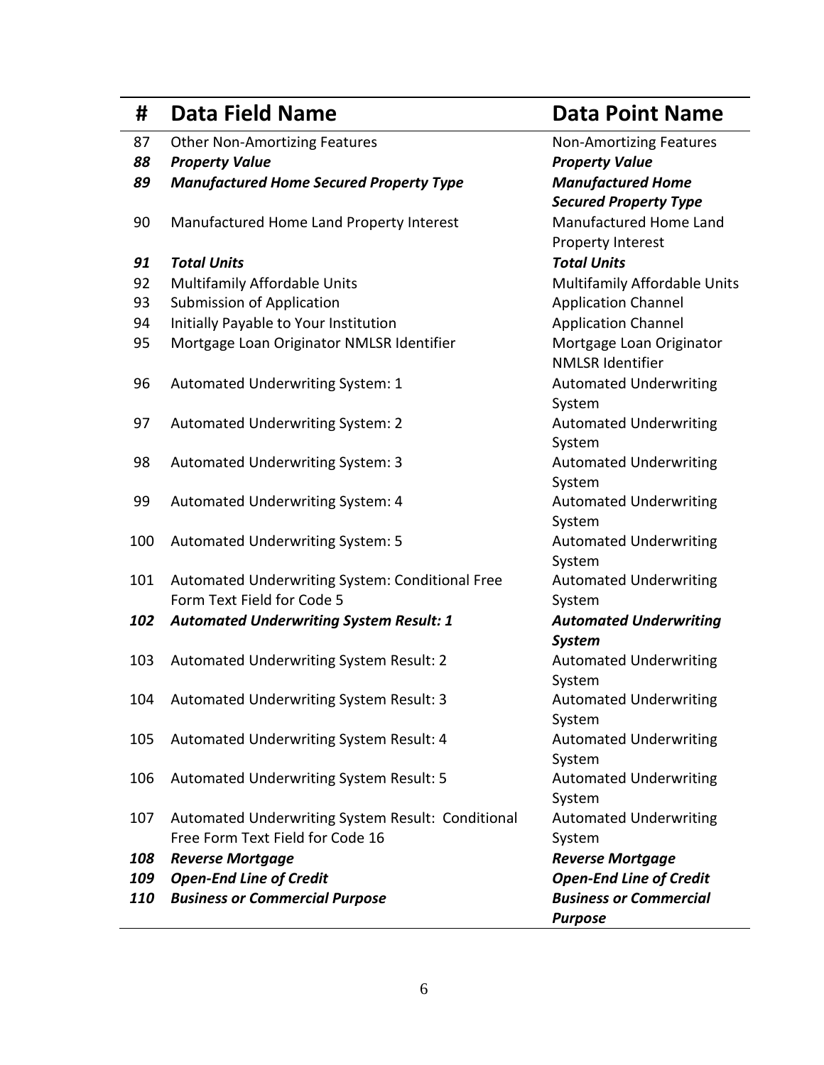| # | Data Field Name | Data Point Name |
|---|---|---|
| 87 | Other Non-Amortizing Features | Non-Amortizing Features |
| ***88*** | ***Property Value*** | ***Property Value*** |
| ***89*** | ***Manufactured Home Secured Property Type*** | ***Manufactured Home Secured Property Type*** |
| 90 | Manufactured Home Land Property Interest | Manufactured Home Land Property Interest |
| ***91*** | ***Total Units*** | ***Total Units*** |
| 92 | Multifamily Affordable Units | Multifamily Affordable Units |
| 93 | Submission of Application | Application Channel |
| 94 | Initially Payable to Your Institution | Application Channel |
| 95 | Mortgage Loan Originator NMLSR Identifier | Mortgage Loan Originator NMLSR Identifier |
| 96 | Automated Underwriting System: 1 | Automated Underwriting System |
| 97 | Automated Underwriting System: 2 | Automated Underwriting System |
| 98 | Automated Underwriting System: 3 | Automated Underwriting System |
| 99 | Automated Underwriting System: 4 | Automated Underwriting System |
| 100 | Automated Underwriting System: 5 | Automated Underwriting System |
| 101 | Automated Underwriting System: Conditional Free Form Text Field for Code 5 | Automated Underwriting System |
| ***102*** | ***Automated Underwriting System Result: 1*** | ***Automated Underwriting System*** |
| 103 | Automated Underwriting System Result: 2 | Automated Underwriting System |
| 104 | Automated Underwriting System Result: 3 | Automated Underwriting System |
| 105 | Automated Underwriting System Result: 4 | Automated Underwriting System |
| 106 | Automated Underwriting System Result: 5 | Automated Underwriting System |
| 107 | Automated Underwriting System Result: Conditional Free Form Text Field for Code 16 | Automated Underwriting System |
| ***108*** | ***Reverse Mortgage*** | ***Reverse Mortgage*** |
| ***109*** | ***Open-End Line of Credit*** | ***Open-End Line of Credit*** |
| ***110*** | ***Business or Commercial Purpose*** | ***Business or Commercial Purpose*** |